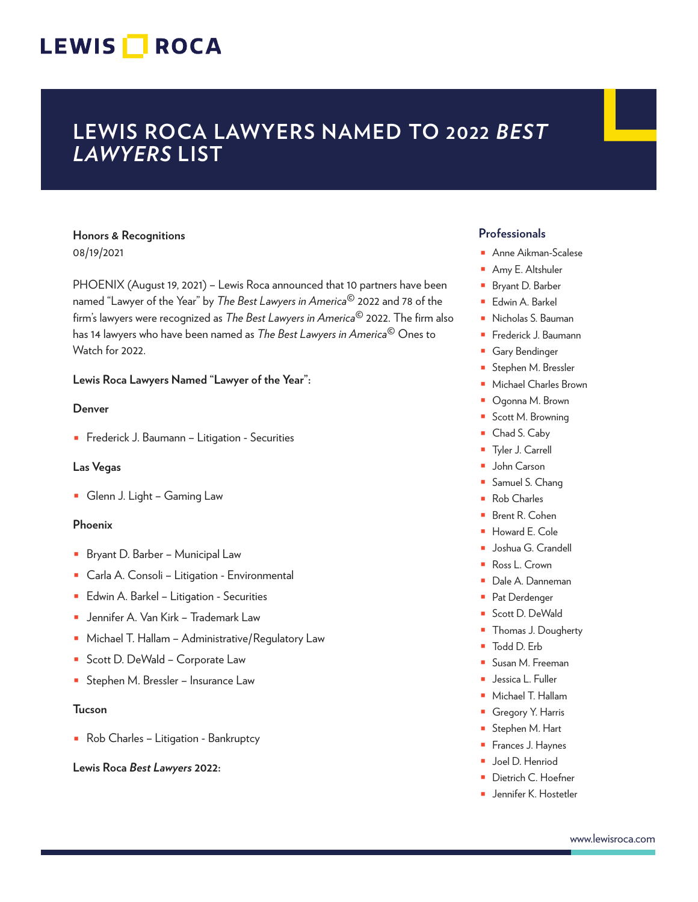LEWIS ROCA

# LEWIS ROCA LAWYERS NAMED TO 2022 *BEST LAWYERS* LIST

**Honors & Recognitions**
08/19/2021

PHOENIX (August 19, 2021) – Lewis Roca announced that 10 partners have been named "Lawyer of the Year" by *The Best Lawyers in America*© 2022 and 78 of the firm's lawyers were recognized as *The Best Lawyers in America*© 2022. The firm also has 14 lawyers who have been named as *The Best Lawyers in America*© Ones to Watch for 2022.

**Lewis Roca Lawyers Named "Lawyer of the Year":**

**Denver**

- Frederick J. Baumann – Litigation - Securities

**Las Vegas**

- Glenn J. Light – Gaming Law

**Phoenix**

- Bryant D. Barber – Municipal Law
- Carla A. Consoli – Litigation - Environmental
- Edwin A. Barkel – Litigation - Securities
- Jennifer A. Van Kirk – Trademark Law
- Michael T. Hallam – Administrative/Regulatory Law
- Scott D. DeWald – Corporate Law
- Stephen M. Bressler – Insurance Law

**Tucson**

- Rob Charles – Litigation - Bankruptcy

**Lewis Roca *Best Lawyers* 2022:**

## Professionals

- Anne Aikman-Scalese
- Amy E. Altshuler
- Bryant D. Barber
- Edwin A. Barkel
- Nicholas S. Bauman
- Frederick J. Baumann
- Gary Bendinger
- Stephen M. Bressler
- Michael Charles Brown
- Ogonna M. Brown
- Scott M. Browning
- Chad S. Caby
- Tyler J. Carrell
- John Carson
- Samuel S. Chang
- Rob Charles
- Brent R. Cohen
- Howard E. Cole
- Joshua G. Crandell
- Ross L. Crown
- Dale A. Danneman
- Pat Derdenger
- Scott D. DeWald
- Thomas J. Dougherty
- Todd D. Erb
- Susan M. Freeman
- Jessica L. Fuller
- Michael T. Hallam
- Gregory Y. Harris
- Stephen M. Hart
- Frances J. Haynes
- Joel D. Henriod
- Dietrich C. Hoefner
- Jennifer K. Hostetler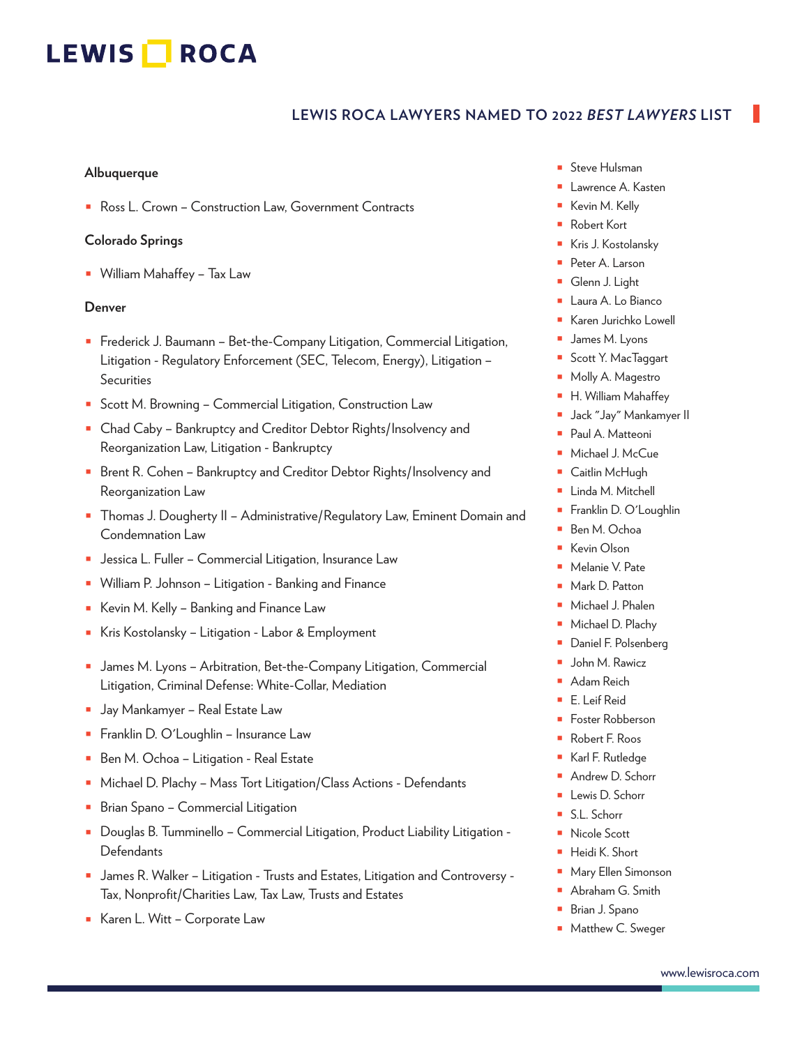## LEWIS ROCA LAWYERS NAMED TO 2022 *BEST LAWYERS* LIST

**Albuquerque**

- Ross L. Crown – Construction Law, Government Contracts

**Colorado Springs**

- William Mahaffey – Tax Law

**Denver**

- Frederick J. Baumann – Bet-the-Company Litigation, Commercial Litigation, Litigation - Regulatory Enforcement (SEC, Telecom, Energy), Litigation – Securities
- Scott M. Browning – Commercial Litigation, Construction Law
- Chad Caby – Bankruptcy and Creditor Debtor Rights/Insolvency and Reorganization Law, Litigation - Bankruptcy
- Brent R. Cohen – Bankruptcy and Creditor Debtor Rights/Insolvency and Reorganization Law
- Thomas J. Dougherty II – Administrative/Regulatory Law, Eminent Domain and Condemnation Law
- Jessica L. Fuller – Commercial Litigation, Insurance Law
- William P. Johnson – Litigation - Banking and Finance
- Kevin M. Kelly – Banking and Finance Law
- Kris Kostolansky – Litigation - Labor & Employment
- James M. Lyons – Arbitration, Bet-the-Company Litigation, Commercial Litigation, Criminal Defense: White-Collar, Mediation
- Jay Mankamyer – Real Estate Law
- Franklin D. O'Loughlin – Insurance Law
- Ben M. Ochoa – Litigation - Real Estate
- Michael D. Plachy – Mass Tort Litigation/Class Actions - Defendants
- Brian Spano – Commercial Litigation
- Douglas B. Tumminello – Commercial Litigation, Product Liability Litigation - Defendants
- James R. Walker – Litigation - Trusts and Estates, Litigation and Controversy - Tax, Nonprofit/Charities Law, Tax Law, Trusts and Estates
- Karen L. Witt – Corporate Law

- Steve Hulsman
- Lawrence A. Kasten
- Kevin M. Kelly
- Robert Kort
- Kris J. Kostolansky
- Peter A. Larson
- Glenn J. Light
- Laura A. Lo Bianco
- Karen Jurichko Lowell
- James M. Lyons
- Scott Y. MacTaggart
- Molly A. Magestro
- H. William Mahaffey
- Jack "Jay" Mankamyer II
- Paul A. Matteoni
- Michael J. McCue
- Caitlin McHugh
- Linda M. Mitchell
- Franklin D. O'Loughlin
- Ben M. Ochoa
- Kevin Olson
- Melanie V. Pate
- Mark D. Patton
- Michael J. Phalen
- Michael D. Plachy
- Daniel F. Polsenberg
- John M. Rawicz
- Adam Reich
- E. Leif Reid
- Foster Robberson
- Robert F. Roos
- Karl F. Rutledge
- Andrew D. Schorr
- Lewis D. Schorr
- S.L. Schorr
- Nicole Scott
- Heidi K. Short
- Mary Ellen Simonson
- Abraham G. Smith
- Brian J. Spano
- Matthew C. Sweger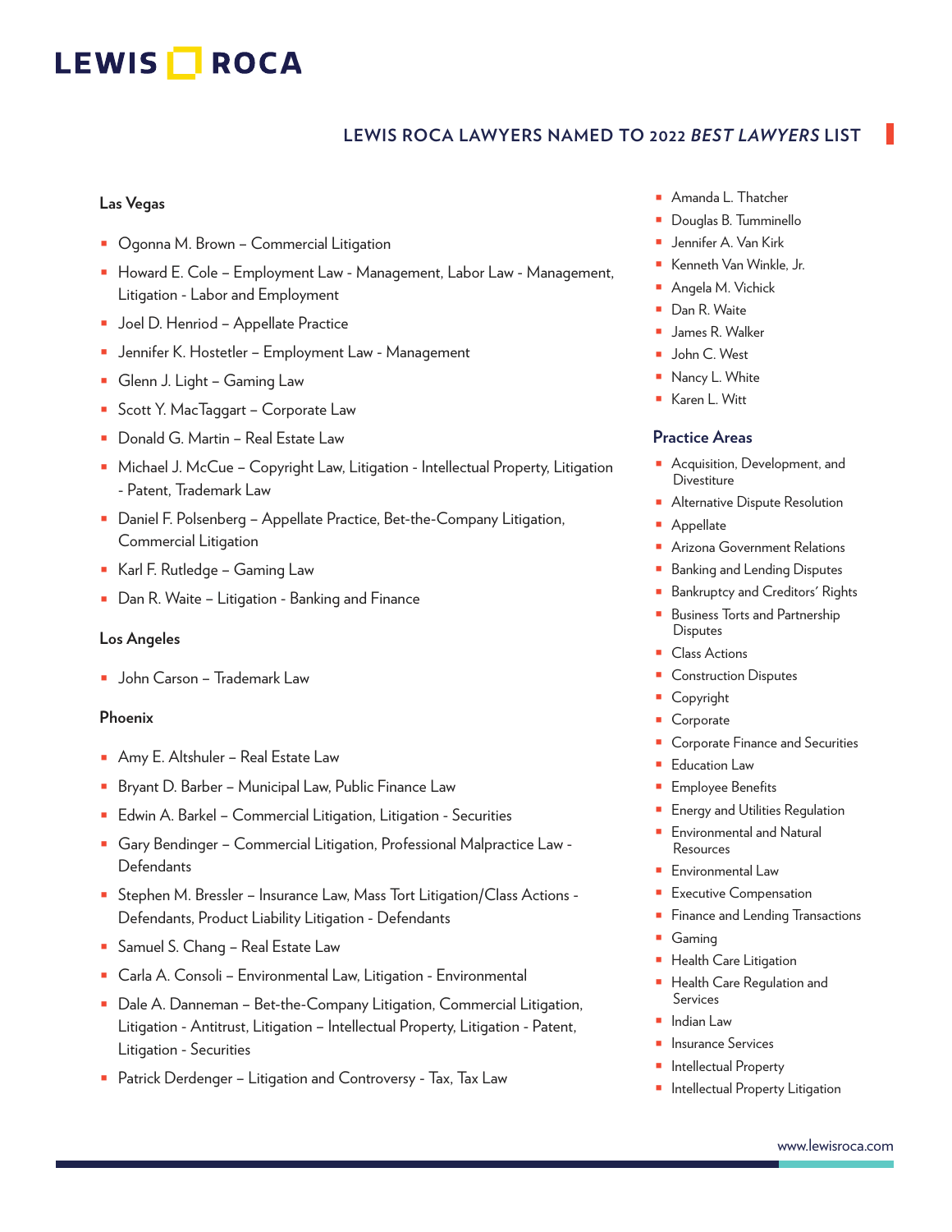## LEWIS ROCA LAWYERS NAMED TO 2022 *BEST LAWYERS* LIST

### Las Vegas

- Ogonna M. Brown – Commercial Litigation
- Howard E. Cole – Employment Law - Management, Labor Law - Management, Litigation - Labor and Employment
- Joel D. Henriod – Appellate Practice
- Jennifer K. Hostetler – Employment Law - Management
- Glenn J. Light – Gaming Law
- Scott Y. MacTaggart – Corporate Law
- Donald G. Martin – Real Estate Law
- Michael J. McCue – Copyright Law, Litigation - Intellectual Property, Litigation - Patent, Trademark Law
- Daniel F. Polsenberg – Appellate Practice, Bet-the-Company Litigation, Commercial Litigation
- Karl F. Rutledge – Gaming Law
- Dan R. Waite – Litigation - Banking and Finance

### Los Angeles

- John Carson – Trademark Law

### Phoenix

- Amy E. Altshuler – Real Estate Law
- Bryant D. Barber – Municipal Law, Public Finance Law
- Edwin A. Barkel – Commercial Litigation, Litigation - Securities
- Gary Bendinger – Commercial Litigation, Professional Malpractice Law - Defendants
- Stephen M. Bressler – Insurance Law, Mass Tort Litigation/Class Actions - Defendants, Product Liability Litigation - Defendants
- Samuel S. Chang – Real Estate Law
- Carla A. Consoli – Environmental Law, Litigation - Environmental
- Dale A. Danneman – Bet-the-Company Litigation, Commercial Litigation, Litigation - Antitrust, Litigation – Intellectual Property, Litigation - Patent, Litigation - Securities
- Patrick Derdenger – Litigation and Controversy - Tax, Tax Law
- Amanda L. Thatcher
- Douglas B. Tumminello
- Jennifer A. Van Kirk
- Kenneth Van Winkle, Jr.
- Angela M. Vichick
- Dan R. Waite
- James R. Walker
- John C. West
- Nancy L. White
- Karen L. Witt

### Practice Areas

- Acquisition, Development, and Divestiture
- Alternative Dispute Resolution
- Appellate
- Arizona Government Relations
- Banking and Lending Disputes
- Bankruptcy and Creditors' Rights
- Business Torts and Partnership Disputes
- Class Actions
- Construction Disputes
- Copyright
- Corporate
- Corporate Finance and Securities
- Education Law
- Employee Benefits
- Energy and Utilities Regulation
- Environmental and Natural Resources
- Environmental Law
- Executive Compensation
- Finance and Lending Transactions
- Gaming
- Health Care Litigation
- Health Care Regulation and Services
- Indian Law
- Insurance Services
- Intellectual Property
- Intellectual Property Litigation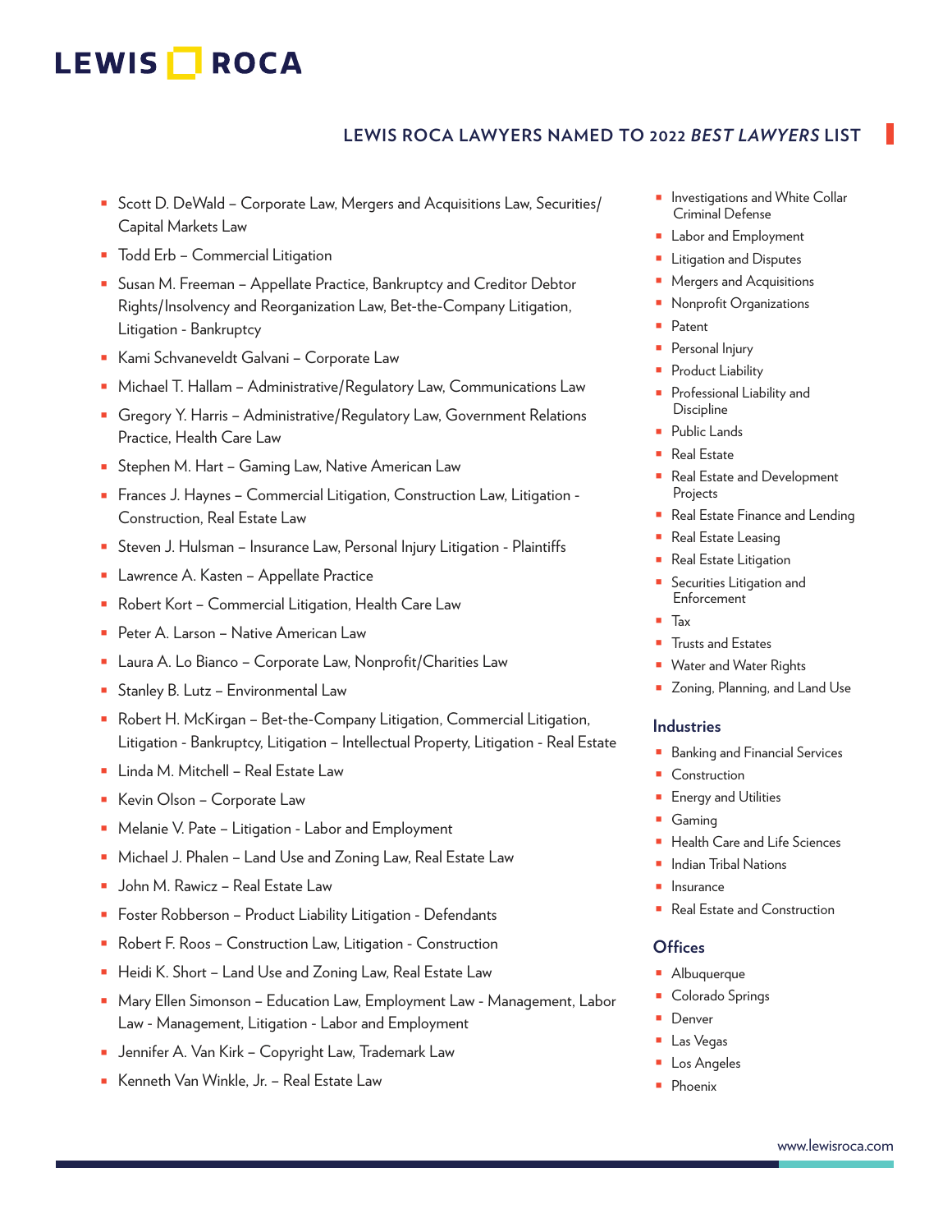LEWIS ROCA

## LEWIS ROCA LAWYERS NAMED TO 2022 *BEST LAWYERS* LIST

- Scott D. DeWald – Corporate Law, Mergers and Acquisitions Law, Securities/Capital Markets Law
- Todd Erb – Commercial Litigation
- Susan M. Freeman – Appellate Practice, Bankruptcy and Creditor Debtor Rights/Insolvency and Reorganization Law, Bet-the-Company Litigation, Litigation - Bankruptcy
- Kami Schvaneveldt Galvani – Corporate Law
- Michael T. Hallam – Administrative/Regulatory Law, Communications Law
- Gregory Y. Harris – Administrative/Regulatory Law, Government Relations Practice, Health Care Law
- Stephen M. Hart – Gaming Law, Native American Law
- Frances J. Haynes – Commercial Litigation, Construction Law, Litigation - Construction, Real Estate Law
- Steven J. Hulsman – Insurance Law, Personal Injury Litigation - Plaintiffs
- Lawrence A. Kasten – Appellate Practice
- Robert Kort – Commercial Litigation, Health Care Law
- Peter A. Larson – Native American Law
- Laura A. Lo Bianco – Corporate Law, Nonprofit/Charities Law
- Stanley B. Lutz – Environmental Law
- Robert H. McKirgan – Bet-the-Company Litigation, Commercial Litigation, Litigation - Bankruptcy, Litigation – Intellectual Property, Litigation - Real Estate
- Linda M. Mitchell – Real Estate Law
- Kevin Olson – Corporate Law
- Melanie V. Pate – Litigation - Labor and Employment
- Michael J. Phalen – Land Use and Zoning Law, Real Estate Law
- John M. Rawicz – Real Estate Law
- Foster Robberson – Product Liability Litigation - Defendants
- Robert F. Roos – Construction Law, Litigation - Construction
- Heidi K. Short – Land Use and Zoning Law, Real Estate Law
- Mary Ellen Simonson – Education Law, Employment Law - Management, Labor Law - Management, Litigation - Labor and Employment
- Jennifer A. Van Kirk – Copyright Law, Trademark Law
- Kenneth Van Winkle, Jr. – Real Estate Law

- Investigations and White Collar Criminal Defense
- Labor and Employment
- Litigation and Disputes
- Mergers and Acquisitions
- Nonprofit Organizations
- Patent
- Personal Injury
- Product Liability
- Professional Liability and Discipline
- Public Lands
- Real Estate
- Real Estate and Development Projects
- Real Estate Finance and Lending
- Real Estate Leasing
- Real Estate Litigation
- Securities Litigation and Enforcement
- Tax
- Trusts and Estates
- Water and Water Rights
- Zoning, Planning, and Land Use

### Industries

- Banking and Financial Services
- Construction
- Energy and Utilities
- Gaming
- Health Care and Life Sciences
- Indian Tribal Nations
- Insurance
- Real Estate and Construction

### Offices

- Albuquerque
- Colorado Springs
- Denver
- Las Vegas
- Los Angeles
- Phoenix

www.lewisroca.com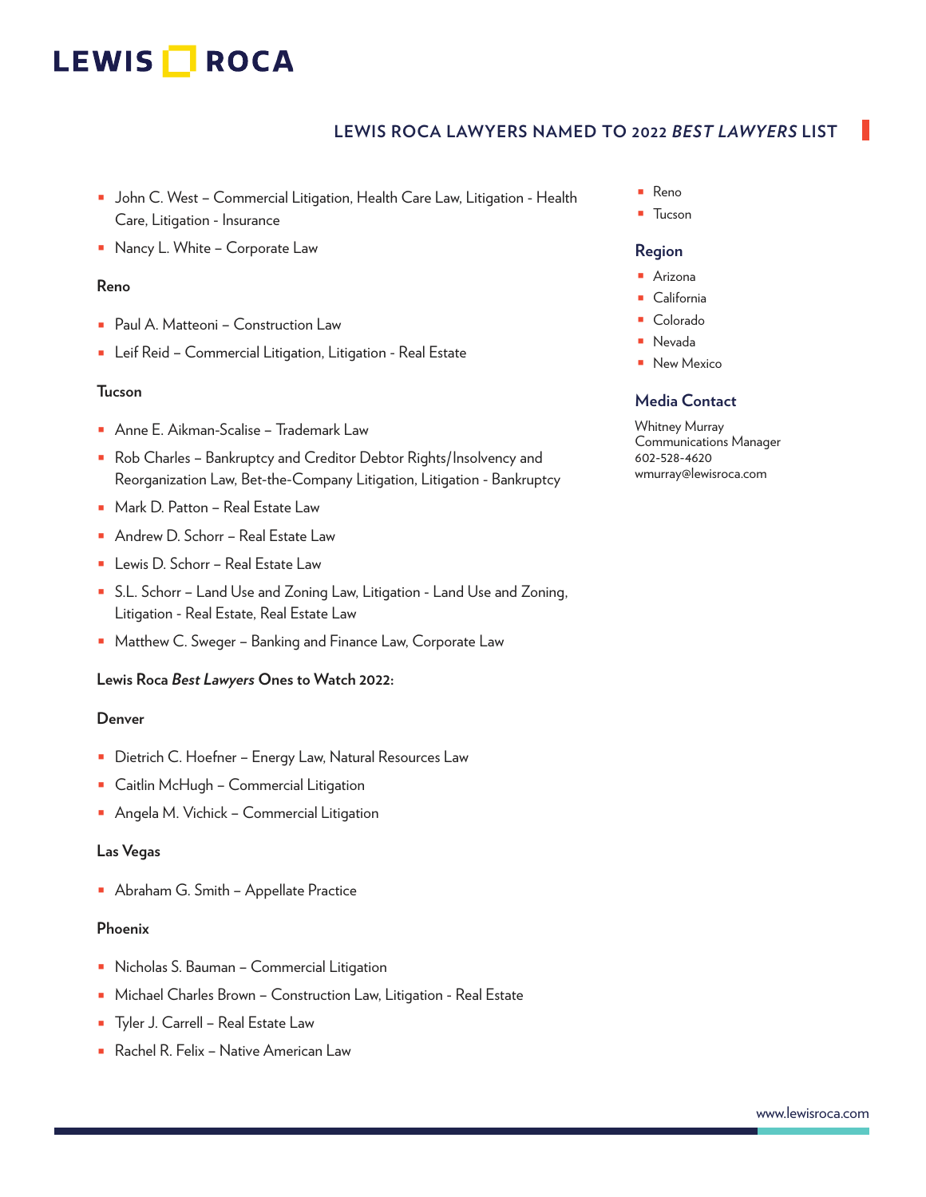- John C. West – Commercial Litigation, Health Care Law, Litigation - Health Care, Litigation - Insurance
- Nancy L. White – Corporate Law

**Reno**

- Paul A. Matteoni – Construction Law
- Leif Reid – Commercial Litigation, Litigation - Real Estate

**Tucson**

- Anne E. Aikman-Scalise – Trademark Law
- Rob Charles – Bankruptcy and Creditor Debtor Rights/Insolvency and Reorganization Law, Bet-the-Company Litigation, Litigation - Bankruptcy
- Mark D. Patton – Real Estate Law
- Andrew D. Schorr – Real Estate Law
- Lewis D. Schorr – Real Estate Law
- S.L. Schorr – Land Use and Zoning Law, Litigation - Land Use and Zoning, Litigation - Real Estate, Real Estate Law
- Matthew C. Sweger – Banking and Finance Law, Corporate Law

**Lewis Roca *Best Lawyers* Ones to Watch 2022:**

**Denver**

- Dietrich C. Hoefner – Energy Law, Natural Resources Law
- Caitlin McHugh – Commercial Litigation
- Angela M. Vichick – Commercial Litigation

**Las Vegas**

- Abraham G. Smith – Appellate Practice

**Phoenix**

- Nicholas S. Bauman – Commercial Litigation
- Michael Charles Brown – Construction Law, Litigation - Real Estate
- Tyler J. Carrell – Real Estate Law
- Rachel R. Felix – Native American Law

- Reno
- Tucson

### Region

- Arizona
- California
- Colorado
- Nevada
- New Mexico

### Media Contact

Whitney Murray
Communications Manager
602-528-4620
wmurray@lewisroca.com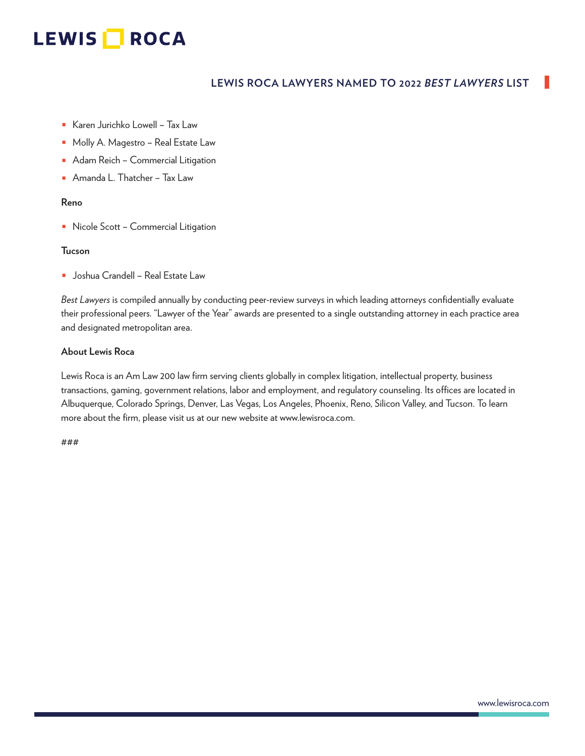- Karen Jurichko Lowell – Tax Law
- Molly A. Magestro – Real Estate Law
- Adam Reich – Commercial Litigation
- Amanda L. Thatcher – Tax Law

**Reno**

- Nicole Scott – Commercial Litigation

**Tucson**

- Joshua Crandell – Real Estate Law

*Best Lawyers* is compiled annually by conducting peer-review surveys in which leading attorneys confidentially evaluate their professional peers. "Lawyer of the Year" awards are presented to a single outstanding attorney in each practice area and designated metropolitan area.

**About Lewis Roca**

Lewis Roca is an Am Law 200 law firm serving clients globally in complex litigation, intellectual property, business transactions, gaming, government relations, labor and employment, and regulatory counseling. Its offices are located in Albuquerque, Colorado Springs, Denver, Las Vegas, Los Angeles, Phoenix, Reno, Silicon Valley, and Tucson. To learn more about the firm, please visit us at our new website at www.lewisroca.com.

###